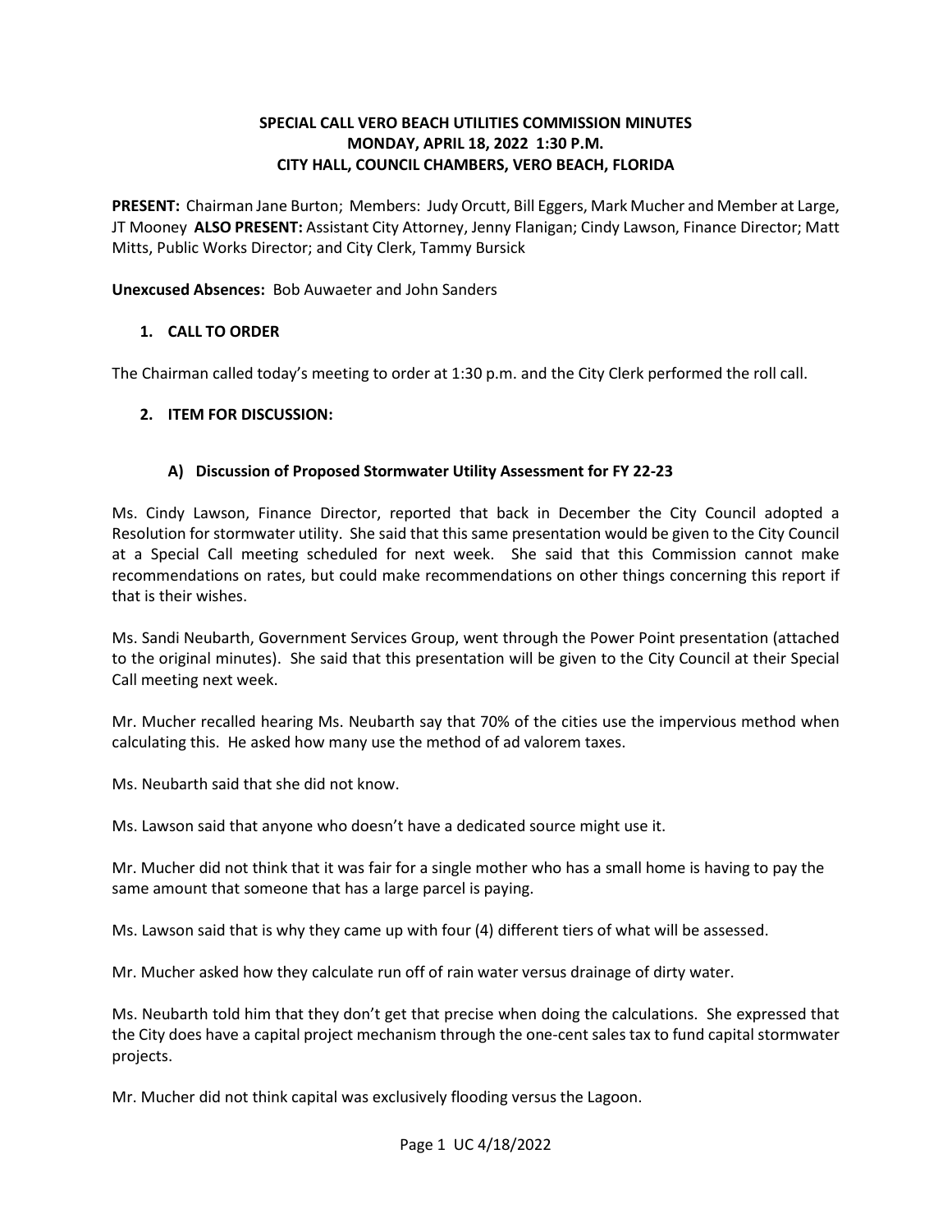# SPECIAL CALL VERO BEACH UTILITIES COMMISSION MINUTES
# MONDAY, APRIL 18, 2022 1:30 P.M.
# CITY HALL, COUNCIL CHAMBERS, VERO BEACH, FLORIDA

**PRESENT:** Chairman Jane Burton; Members: Judy Orcutt, Bill Eggers, Mark Mucher and Member at Large, JT Mooney **ALSO PRESENT:** Assistant City Attorney, Jenny Flanigan; Cindy Lawson, Finance Director; Matt Mitts, Public Works Director; and City Clerk, Tammy Bursick

**Unexcused Absences:** Bob Auwaeter and John Sanders

## 1. CALL TO ORDER

The Chairman called today's meeting to order at 1:30 p.m. and the City Clerk performed the roll call.

## 2. ITEM FOR DISCUSSION:

### A) Discussion of Proposed Stormwater Utility Assessment for FY 22-23

Ms. Cindy Lawson, Finance Director, reported that back in December the City Council adopted a Resolution for stormwater utility. She said that this same presentation would be given to the City Council at a Special Call meeting scheduled for next week. She said that this Commission cannot make recommendations on rates, but could make recommendations on other things concerning this report if that is their wishes.

Ms. Sandi Neubarth, Government Services Group, went through the Power Point presentation (attached to the original minutes). She said that this presentation will be given to the City Council at their Special Call meeting next week.

Mr. Mucher recalled hearing Ms. Neubarth say that 70% of the cities use the impervious method when calculating this. He asked how many use the method of ad valorem taxes.

Ms. Neubarth said that she did not know.

Ms. Lawson said that anyone who doesn't have a dedicated source might use it.

Mr. Mucher did not think that it was fair for a single mother who has a small home is having to pay the same amount that someone that has a large parcel is paying.

Ms. Lawson said that is why they came up with four (4) different tiers of what will be assessed.

Mr. Mucher asked how they calculate run off of rain water versus drainage of dirty water.

Ms. Neubarth told him that they don't get that precise when doing the calculations. She expressed that the City does have a capital project mechanism through the one-cent sales tax to fund capital stormwater projects.

Mr. Mucher did not think capital was exclusively flooding versus the Lagoon.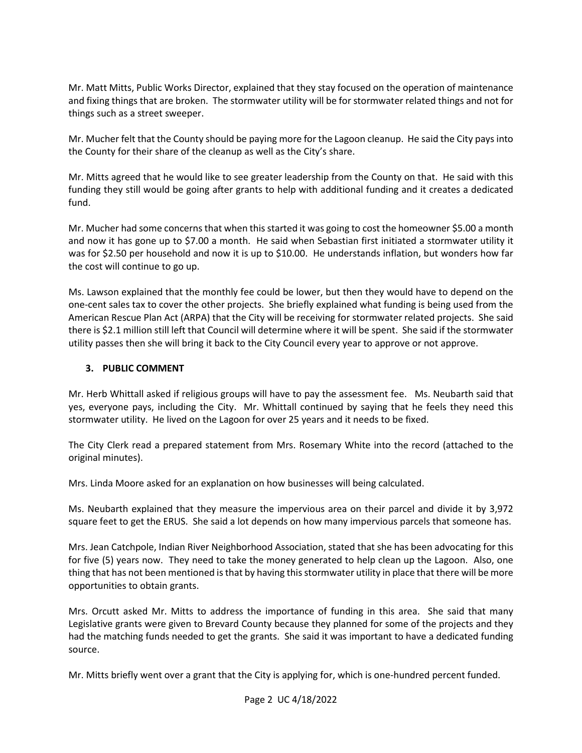Mr. Matt Mitts, Public Works Director, explained that they stay focused on the operation of maintenance and fixing things that are broken. The stormwater utility will be for stormwater related things and not for things such as a street sweeper.

Mr. Mucher felt that the County should be paying more for the Lagoon cleanup. He said the City pays into the County for their share of the cleanup as well as the City's share.

Mr. Mitts agreed that he would like to see greater leadership from the County on that. He said with this funding they still would be going after grants to help with additional funding and it creates a dedicated fund.

Mr. Mucher had some concerns that when this started it was going to cost the homeowner $5.00 a month and now it has gone up to $7.00 a month. He said when Sebastian first initiated a stormwater utility it was for $2.50 per household and now it is up to $10.00. He understands inflation, but wonders how far the cost will continue to go up.

Ms. Lawson explained that the monthly fee could be lower, but then they would have to depend on the one-cent sales tax to cover the other projects. She briefly explained what funding is being used from the American Rescue Plan Act (ARPA) that the City will be receiving for stormwater related projects. She said there is $2.1 million still left that Council will determine where it will be spent. She said if the stormwater utility passes then she will bring it back to the City Council every year to approve or not approve.

## 3. PUBLIC COMMENT

Mr. Herb Whittall asked if religious groups will have to pay the assessment fee. Ms. Neubarth said that yes, everyone pays, including the City. Mr. Whittall continued by saying that he feels they need this stormwater utility. He lived on the Lagoon for over 25 years and it needs to be fixed.

The City Clerk read a prepared statement from Mrs. Rosemary White into the record (attached to the original minutes).

Mrs. Linda Moore asked for an explanation on how businesses will being calculated.

Ms. Neubarth explained that they measure the impervious area on their parcel and divide it by 3,972 square feet to get the ERUS. She said a lot depends on how many impervious parcels that someone has.

Mrs. Jean Catchpole, Indian River Neighborhood Association, stated that she has been advocating for this for five (5) years now. They need to take the money generated to help clean up the Lagoon. Also, one thing that has not been mentioned is that by having this stormwater utility in place that there will be more opportunities to obtain grants.

Mrs. Orcutt asked Mr. Mitts to address the importance of funding in this area. She said that many Legislative grants were given to Brevard County because they planned for some of the projects and they had the matching funds needed to get the grants. She said it was important to have a dedicated funding source.

Mr. Mitts briefly went over a grant that the City is applying for, which is one-hundred percent funded.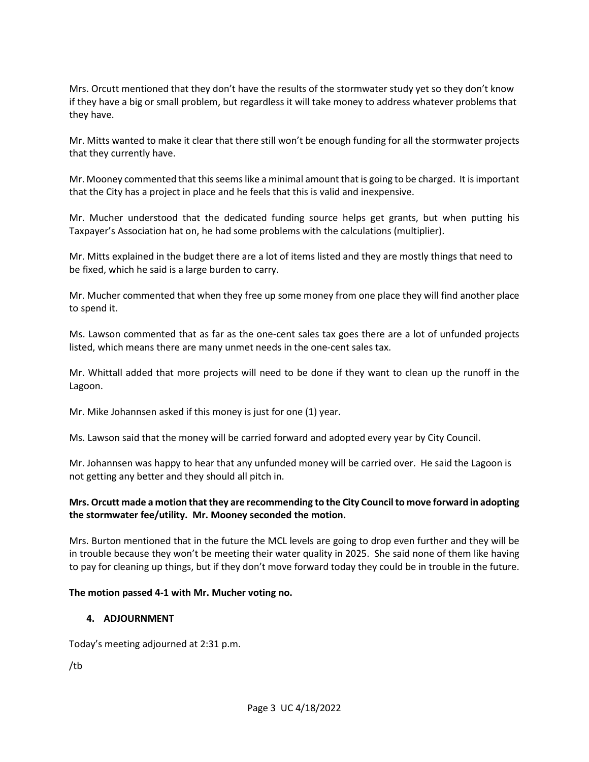Mrs. Orcutt mentioned that they don't have the results of the stormwater study yet so they don't know if they have a big or small problem, but regardless it will take money to address whatever problems that they have.

Mr. Mitts wanted to make it clear that there still won't be enough funding for all the stormwater projects that they currently have.

Mr. Mooney commented that this seems like a minimal amount that is going to be charged. It is important that the City has a project in place and he feels that this is valid and inexpensive.

Mr. Mucher understood that the dedicated funding source helps get grants, but when putting his Taxpayer's Association hat on, he had some problems with the calculations (multiplier).

Mr. Mitts explained in the budget there are a lot of items listed and they are mostly things that need to be fixed, which he said is a large burden to carry.

Mr. Mucher commented that when they free up some money from one place they will find another place to spend it.

Ms. Lawson commented that as far as the one-cent sales tax goes there are a lot of unfunded projects listed, which means there are many unmet needs in the one-cent sales tax.

Mr. Whittall added that more projects will need to be done if they want to clean up the runoff in the Lagoon.

Mr. Mike Johannsen asked if this money is just for one (1) year.

Ms. Lawson said that the money will be carried forward and adopted every year by City Council.

Mr. Johannsen was happy to hear that any unfunded money will be carried over. He said the Lagoon is not getting any better and they should all pitch in.

**Mrs. Orcutt made a motion that they are recommending to the City Council to move forward in adopting the stormwater fee/utility. Mr. Mooney seconded the motion.**

Mrs. Burton mentioned that in the future the MCL levels are going to drop even further and they will be in trouble because they won't be meeting their water quality in 2025. She said none of them like having to pay for cleaning up things, but if they don't move forward today they could be in trouble in the future.

**The motion passed 4-1 with Mr. Mucher voting no.**

## 4. ADJOURNMENT

Today's meeting adjourned at 2:31 p.m.

/tb